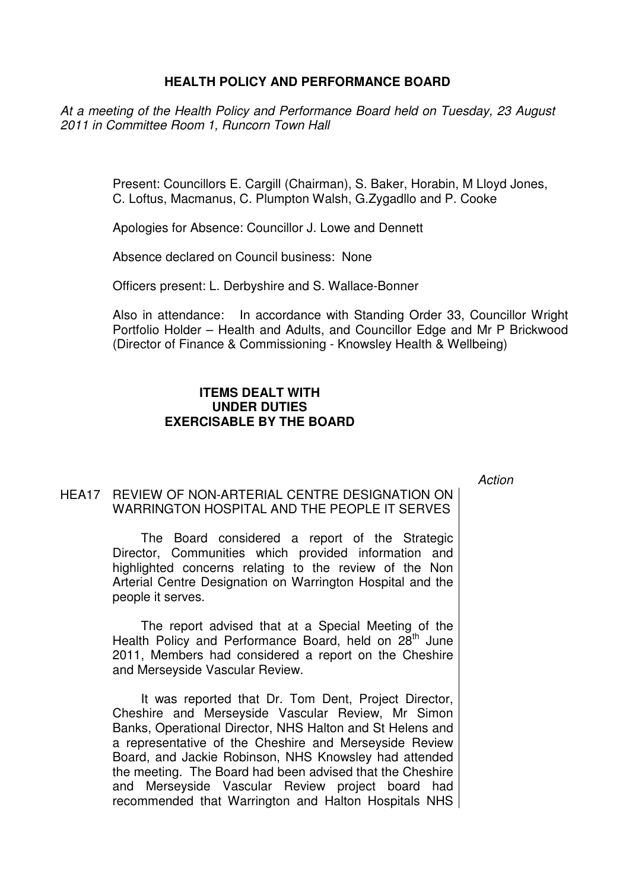## HEALTH POLICY AND PERFORMANCE BOARD

*At a meeting of the Health Policy and Performance Board held on Tuesday, 23 August 2011 in Committee Room 1, Runcorn Town Hall*

Present: Councillors E. Cargill (Chairman), S. Baker, Horabin, M Lloyd Jones, C. Loftus, Macmanus, C. Plumpton Walsh, G.Zygadllo and P. Cooke

Apologies for Absence: Councillor J. Lowe and Dennett

Absence declared on Council business: None

Officers present: L. Derbyshire and S. Wallace-Bonner

Also in attendance: In accordance with Standing Order 33, Councillor Wright Portfolio Holder – Health and Adults, and Councillor Edge and Mr P Brickwood (Director of Finance & Commissioning - Knowsley Health & Wellbeing)

### ITEMS DEALT WITH UNDER DUTIES EXERCISABLE BY THE BOARD

*Action*

HEA17 REVIEW OF NON-ARTERIAL CENTRE DESIGNATION ON WARRINGTON HOSPITAL AND THE PEOPLE IT SERVES

The Board considered a report of the Strategic Director, Communities which provided information and highlighted concerns relating to the review of the Non Arterial Centre Designation on Warrington Hospital and the people it serves.

The report advised that at a Special Meeting of the Health Policy and Performance Board, held on 28th June 2011, Members had considered a report on the Cheshire and Merseyside Vascular Review.

It was reported that Dr. Tom Dent, Project Director, Cheshire and Merseyside Vascular Review, Mr Simon Banks, Operational Director, NHS Halton and St Helens and a representative of the Cheshire and Merseyside Review Board, and Jackie Robinson, NHS Knowsley had attended the meeting. The Board had been advised that the Cheshire and Merseyside Vascular Review project board had recommended that Warrington and Halton Hospitals NHS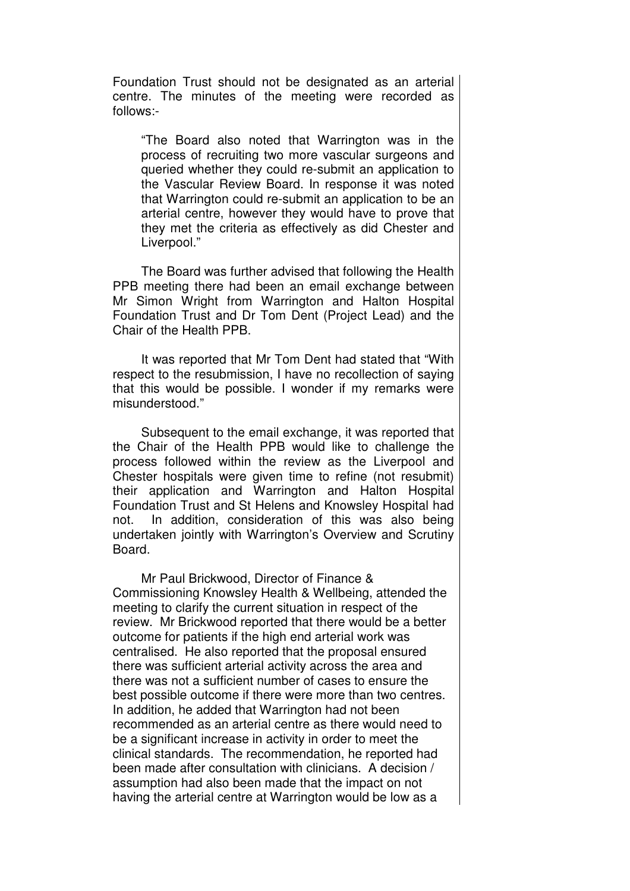Foundation Trust should not be designated as an arterial centre. The minutes of the meeting were recorded as follows:-

> "The Board also noted that Warrington was in the process of recruiting two more vascular surgeons and queried whether they could re-submit an application to the Vascular Review Board. In response it was noted that Warrington could re-submit an application to be an arterial centre, however they would have to prove that they met the criteria as effectively as did Chester and Liverpool."

The Board was further advised that following the Health PPB meeting there had been an email exchange between Mr Simon Wright from Warrington and Halton Hospital Foundation Trust and Dr Tom Dent (Project Lead) and the Chair of the Health PPB.

It was reported that Mr Tom Dent had stated that "With respect to the resubmission, I have no recollection of saying that this would be possible. I wonder if my remarks were misunderstood."

Subsequent to the email exchange, it was reported that the Chair of the Health PPB would like to challenge the process followed within the review as the Liverpool and Chester hospitals were given time to refine (not resubmit) their application and Warrington and Halton Hospital Foundation Trust and St Helens and Knowsley Hospital had not. In addition, consideration of this was also being undertaken jointly with Warrington's Overview and Scrutiny Board.

Mr Paul Brickwood, Director of Finance & Commissioning Knowsley Health & Wellbeing, attended the meeting to clarify the current situation in respect of the review. Mr Brickwood reported that there would be a better outcome for patients if the high end arterial work was centralised. He also reported that the proposal ensured there was sufficient arterial activity across the area and there was not a sufficient number of cases to ensure the best possible outcome if there were more than two centres. In addition, he added that Warrington had not been recommended as an arterial centre as there would need to be a significant increase in activity in order to meet the clinical standards. The recommendation, he reported had been made after consultation with clinicians. A decision / assumption had also been made that the impact on not having the arterial centre at Warrington would be low as a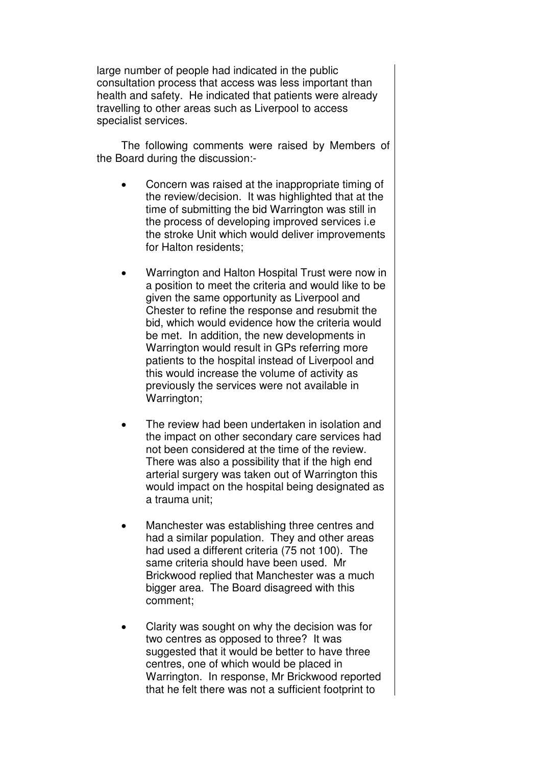large number of people had indicated in the public consultation process that access was less important than health and safety. He indicated that patients were already travelling to other areas such as Liverpool to access specialist services.

The following comments were raised by Members of the Board during the discussion:-

- Concern was raised at the inappropriate timing of the review/decision. It was highlighted that at the time of submitting the bid Warrington was still in the process of developing improved services i.e the stroke Unit which would deliver improvements for Halton residents;

- Warrington and Halton Hospital Trust were now in a position to meet the criteria and would like to be given the same opportunity as Liverpool and Chester to refine the response and resubmit the bid, which would evidence how the criteria would be met. In addition, the new developments in Warrington would result in GPs referring more patients to the hospital instead of Liverpool and this would increase the volume of activity as previously the services were not available in Warrington;

- The review had been undertaken in isolation and the impact on other secondary care services had not been considered at the time of the review. There was also a possibility that if the high end arterial surgery was taken out of Warrington this would impact on the hospital being designated as a trauma unit;

- Manchester was establishing three centres and had a similar population. They and other areas had used a different criteria (75 not 100). The same criteria should have been used. Mr Brickwood replied that Manchester was a much bigger area. The Board disagreed with this comment;

- Clarity was sought on why the decision was for two centres as opposed to three? It was suggested that it would be better to have three centres, one of which would be placed in Warrington. In response, Mr Brickwood reported that he felt there was not a sufficient footprint to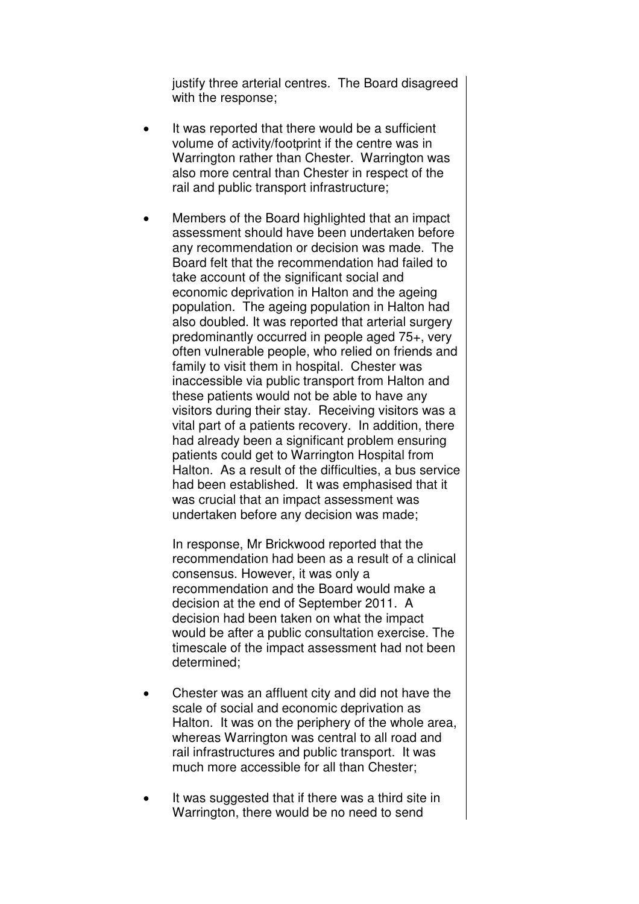justify three arterial centres. The Board disagreed with the response;

- It was reported that there would be a sufficient volume of activity/footprint if the centre was in Warrington rather than Chester. Warrington was also more central than Chester in respect of the rail and public transport infrastructure;

- Members of the Board highlighted that an impact assessment should have been undertaken before any recommendation or decision was made. The Board felt that the recommendation had failed to take account of the significant social and economic deprivation in Halton and the ageing population. The ageing population in Halton had also doubled. It was reported that arterial surgery predominantly occurred in people aged 75+, very often vulnerable people, who relied on friends and family to visit them in hospital. Chester was inaccessible via public transport from Halton and these patients would not be able to have any visitors during their stay. Receiving visitors was a vital part of a patients recovery. In addition, there had already been a significant problem ensuring patients could get to Warrington Hospital from Halton. As a result of the difficulties, a bus service had been established. It was emphasised that it was crucial that an impact assessment was undertaken before any decision was made;

  In response, Mr Brickwood reported that the recommendation had been as a result of a clinical consensus. However, it was only a recommendation and the Board would make a decision at the end of September 2011. A decision had been taken on what the impact would be after a public consultation exercise. The timescale of the impact assessment had not been determined;

- Chester was an affluent city and did not have the scale of social and economic deprivation as Halton. It was on the periphery of the whole area, whereas Warrington was central to all road and rail infrastructures and public transport. It was much more accessible for all than Chester;

- It was suggested that if there was a third site in Warrington, there would be no need to send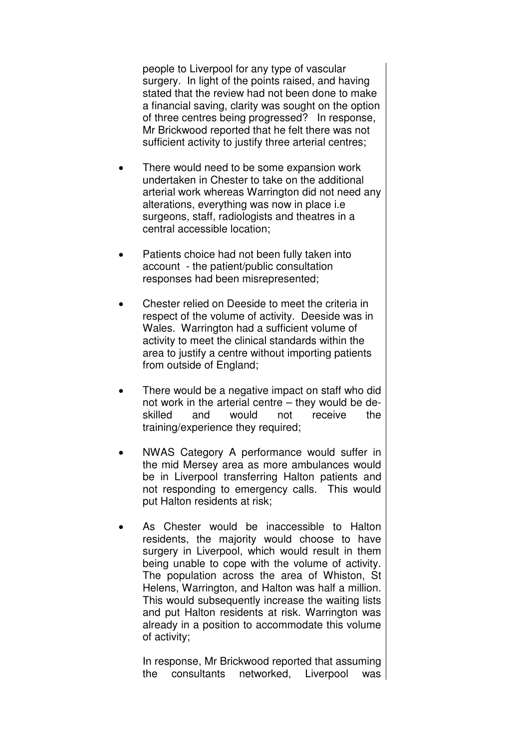people to Liverpool for any type of vascular surgery. In light of the points raised, and having stated that the review had not been done to make a financial saving, clarity was sought on the option of three centres being progressed? In response, Mr Brickwood reported that he felt there was not sufficient activity to justify three arterial centres;

- There would need to be some expansion work undertaken in Chester to take on the additional arterial work whereas Warrington did not need any alterations, everything was now in place i.e surgeons, staff, radiologists and theatres in a central accessible location;

- Patients choice had not been fully taken into account - the patient/public consultation responses had been misrepresented;

- Chester relied on Deeside to meet the criteria in respect of the volume of activity. Deeside was in Wales. Warrington had a sufficient volume of activity to meet the clinical standards within the area to justify a centre without importing patients from outside of England;

- There would be a negative impact on staff who did not work in the arterial centre – they would be de-skilled and would not receive the training/experience they required;

- NWAS Category A performance would suffer in the mid Mersey area as more ambulances would be in Liverpool transferring Halton patients and not responding to emergency calls. This would put Halton residents at risk;

- As Chester would be inaccessible to Halton residents, the majority would choose to have surgery in Liverpool, which would result in them being unable to cope with the volume of activity. The population across the area of Whiston, St Helens, Warrington, and Halton was half a million. This would subsequently increase the waiting lists and put Halton residents at risk. Warrington was already in a position to accommodate this volume of activity;

  In response, Mr Brickwood reported that assuming the consultants networked, Liverpool was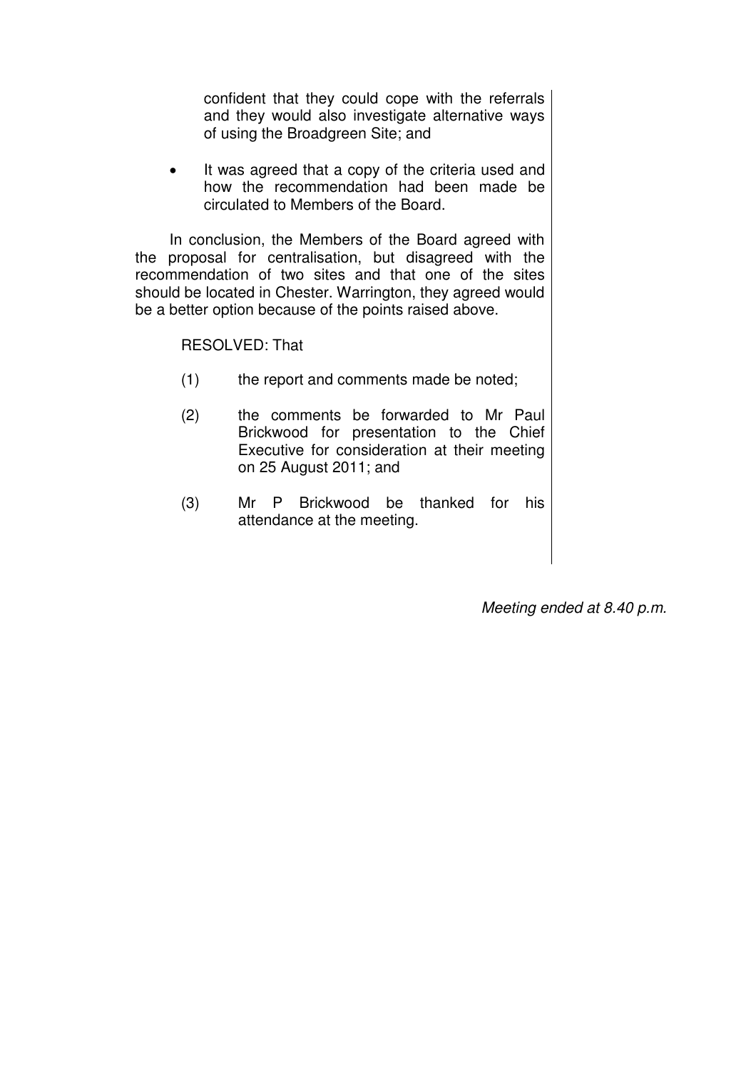confident that they could cope with the referrals and they would also investigate alternative ways of using the Broadgreen Site; and

- It was agreed that a copy of the criteria used and how the recommendation had been made be circulated to Members of the Board.

In conclusion, the Members of the Board agreed with the proposal for centralisation, but disagreed with the recommendation of two sites and that one of the sites should be located in Chester. Warrington, they agreed would be a better option because of the points raised above.

RESOLVED: That

(1) the report and comments made be noted;

(2) the comments be forwarded to Mr Paul Brickwood for presentation to the Chief Executive for consideration at their meeting on 25 August 2011; and

(3) Mr P Brickwood be thanked for his attendance at the meeting.

*Meeting ended at 8.40 p.m.*